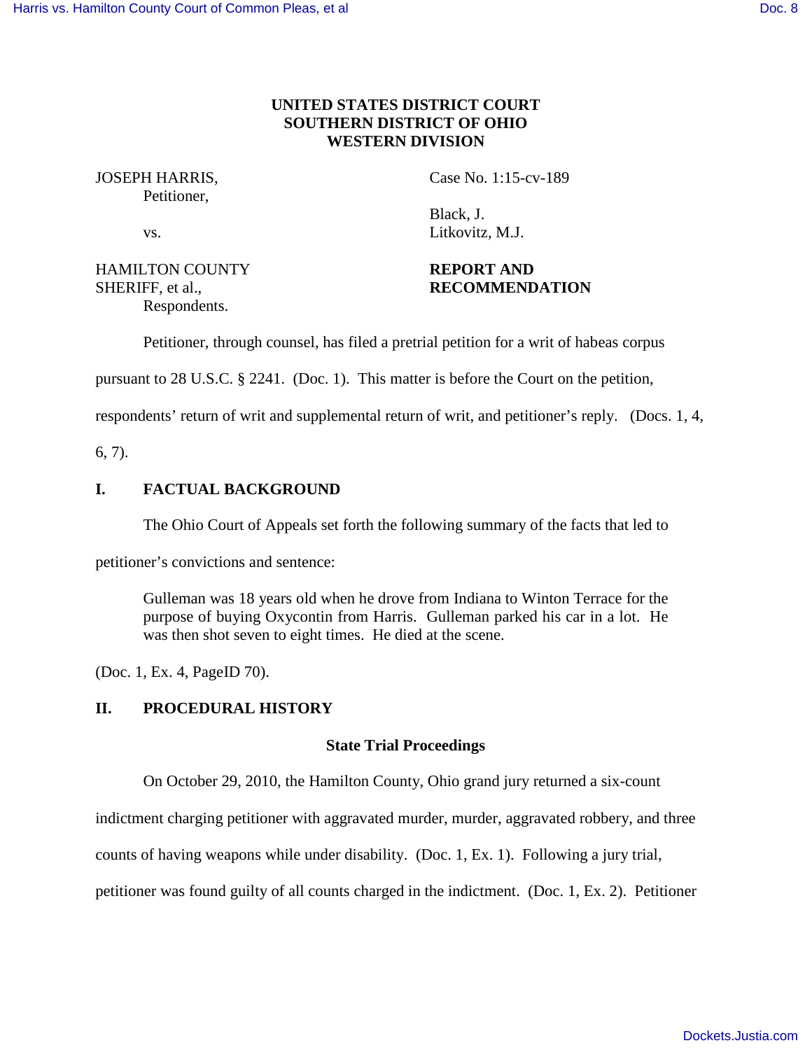**UNITED STATES DISTRICT COURT**
**SOUTHERN DISTRICT OF OHIO**
**WESTERN DIVISION**

JOSEPH HARRIS,
Petitioner,

vs.

HAMILTON COUNTY SHERIFF, et al.,
Respondents.

Case No. 1:15-cv-189

Black, J.
Litkovitz, M.J.

**REPORT AND RECOMMENDATION**

Petitioner, through counsel, has filed a pretrial petition for a writ of habeas corpus pursuant to 28 U.S.C. § 2241. (Doc. 1). This matter is before the Court on the petition, respondents' return of writ and supplemental return of writ, and petitioner's reply. (Docs. 1, 4, 6, 7).

## I. FACTUAL BACKGROUND

The Ohio Court of Appeals set forth the following summary of the facts that led to petitioner's convictions and sentence:

> Gulleman was 18 years old when he drove from Indiana to Winton Terrace for the purpose of buying Oxycontin from Harris. Gulleman parked his car in a lot. He was then shot seven to eight times. He died at the scene.

(Doc. 1, Ex. 4, PageID 70).

## II. PROCEDURAL HISTORY

### State Trial Proceedings

On October 29, 2010, the Hamilton County, Ohio grand jury returned a six-count indictment charging petitioner with aggravated murder, murder, aggravated robbery, and three counts of having weapons while under disability. (Doc. 1, Ex. 1). Following a jury trial, petitioner was found guilty of all counts charged in the indictment. (Doc. 1, Ex. 2). Petitioner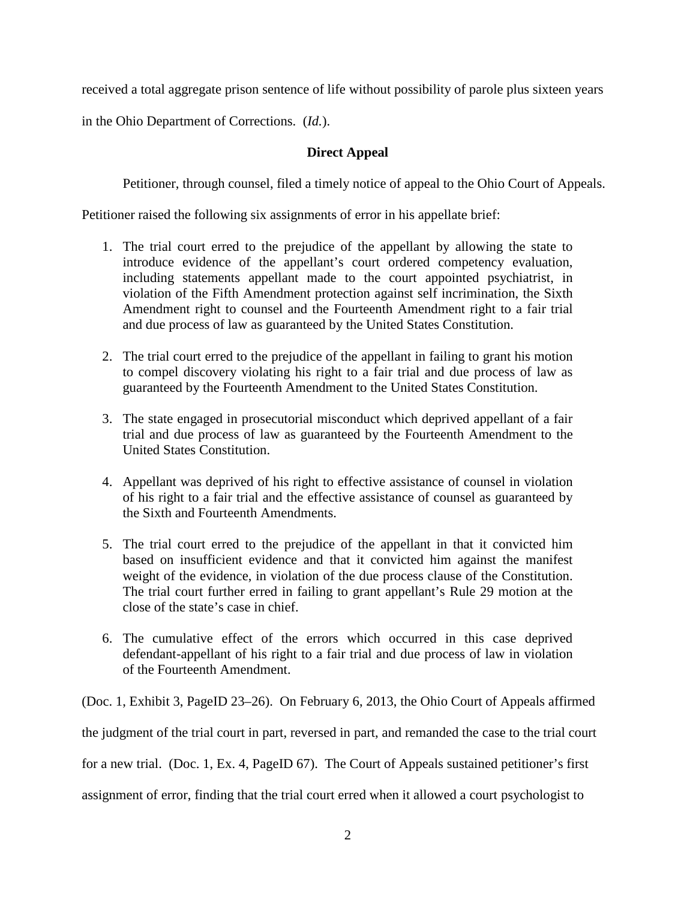received a total aggregate prison sentence of life without possibility of parole plus sixteen years in the Ohio Department of Corrections. (*Id.*).

## Direct Appeal

Petitioner, through counsel, filed a timely notice of appeal to the Ohio Court of Appeals. Petitioner raised the following six assignments of error in his appellate brief:

1. The trial court erred to the prejudice of the appellant by allowing the state to introduce evidence of the appellant's court ordered competency evaluation, including statements appellant made to the court appointed psychiatrist, in violation of the Fifth Amendment protection against self incrimination, the Sixth Amendment right to counsel and the Fourteenth Amendment right to a fair trial and due process of law as guaranteed by the United States Constitution.

2. The trial court erred to the prejudice of the appellant in failing to grant his motion to compel discovery violating his right to a fair trial and due process of law as guaranteed by the Fourteenth Amendment to the United States Constitution.

3. The state engaged in prosecutorial misconduct which deprived appellant of a fair trial and due process of law as guaranteed by the Fourteenth Amendment to the United States Constitution.

4. Appellant was deprived of his right to effective assistance of counsel in violation of his right to a fair trial and the effective assistance of counsel as guaranteed by the Sixth and Fourteenth Amendments.

5. The trial court erred to the prejudice of the appellant in that it convicted him based on insufficient evidence and that it convicted him against the manifest weight of the evidence, in violation of the due process clause of the Constitution. The trial court further erred in failing to grant appellant's Rule 29 motion at the close of the state's case in chief.

6. The cumulative effect of the errors which occurred in this case deprived defendant-appellant of his right to a fair trial and due process of law in violation of the Fourteenth Amendment.

(Doc. 1, Exhibit 3, PageID 23–26). On February 6, 2013, the Ohio Court of Appeals affirmed the judgment of the trial court in part, reversed in part, and remanded the case to the trial court for a new trial. (Doc. 1, Ex. 4, PageID 67). The Court of Appeals sustained petitioner's first assignment of error, finding that the trial court erred when it allowed a court psychologist to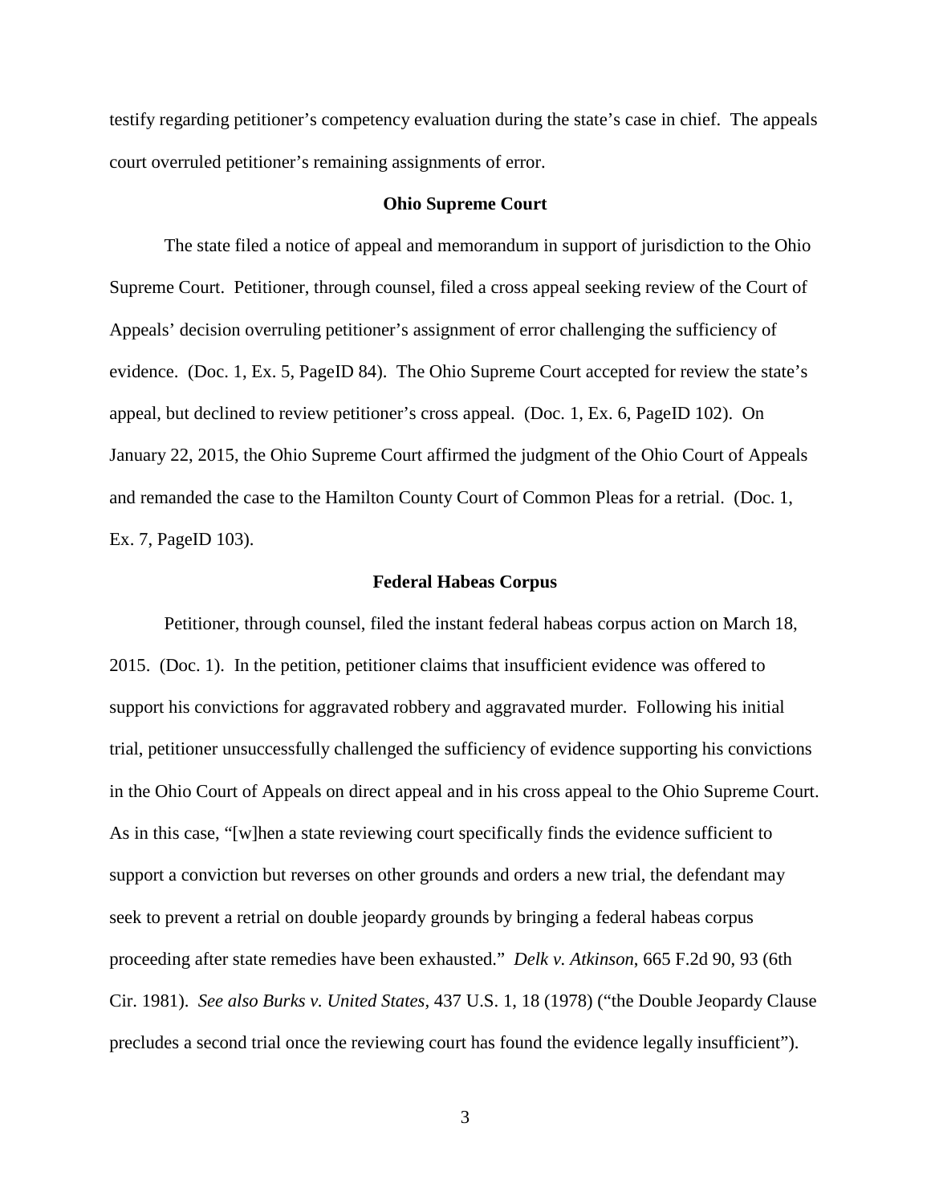testify regarding petitioner's competency evaluation during the state's case in chief. The appeals court overruled petitioner's remaining assignments of error.

### Ohio Supreme Court

The state filed a notice of appeal and memorandum in support of jurisdiction to the Ohio Supreme Court. Petitioner, through counsel, filed a cross appeal seeking review of the Court of Appeals' decision overruling petitioner's assignment of error challenging the sufficiency of evidence. (Doc. 1, Ex. 5, PageID 84). The Ohio Supreme Court accepted for review the state's appeal, but declined to review petitioner's cross appeal. (Doc. 1, Ex. 6, PageID 102). On January 22, 2015, the Ohio Supreme Court affirmed the judgment of the Ohio Court of Appeals and remanded the case to the Hamilton County Court of Common Pleas for a retrial. (Doc. 1, Ex. 7, PageID 103).

### Federal Habeas Corpus

Petitioner, through counsel, filed the instant federal habeas corpus action on March 18, 2015. (Doc. 1). In the petition, petitioner claims that insufficient evidence was offered to support his convictions for aggravated robbery and aggravated murder. Following his initial trial, petitioner unsuccessfully challenged the sufficiency of evidence supporting his convictions in the Ohio Court of Appeals on direct appeal and in his cross appeal to the Ohio Supreme Court. As in this case, "[w]hen a state reviewing court specifically finds the evidence sufficient to support a conviction but reverses on other grounds and orders a new trial, the defendant may seek to prevent a retrial on double jeopardy grounds by bringing a federal habeas corpus proceeding after state remedies have been exhausted." *Delk v. Atkinson*, 665 F.2d 90, 93 (6th Cir. 1981). *See also Burks v. United States*, 437 U.S. 1, 18 (1978) ("the Double Jeopardy Clause precludes a second trial once the reviewing court has found the evidence legally insufficient").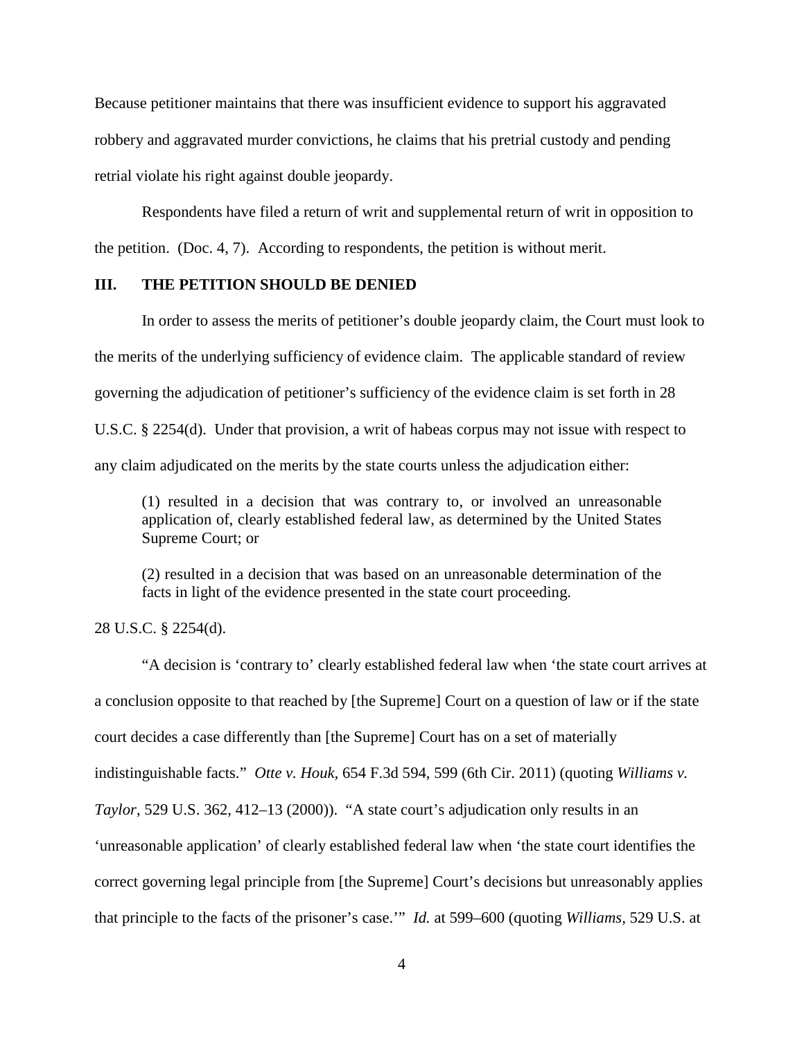Because petitioner maintains that there was insufficient evidence to support his aggravated robbery and aggravated murder convictions, he claims that his pretrial custody and pending retrial violate his right against double jeopardy.

Respondents have filed a return of writ and supplemental return of writ in opposition to the petition. (Doc. 4, 7). According to respondents, the petition is without merit.

## III. THE PETITION SHOULD BE DENIED

In order to assess the merits of petitioner's double jeopardy claim, the Court must look to the merits of the underlying sufficiency of evidence claim. The applicable standard of review governing the adjudication of petitioner's sufficiency of the evidence claim is set forth in 28 U.S.C. § 2254(d). Under that provision, a writ of habeas corpus may not issue with respect to any claim adjudicated on the merits by the state courts unless the adjudication either:

> (1) resulted in a decision that was contrary to, or involved an unreasonable application of, clearly established federal law, as determined by the United States Supreme Court; or
>
> (2) resulted in a decision that was based on an unreasonable determination of the facts in light of the evidence presented in the state court proceeding.

28 U.S.C. § 2254(d).

"A decision is 'contrary to' clearly established federal law when 'the state court arrives at a conclusion opposite to that reached by [the Supreme] Court on a question of law or if the state court decides a case differently than [the Supreme] Court has on a set of materially indistinguishable facts." *Otte v. Houk,* 654 F.3d 594, 599 (6th Cir. 2011) (quoting *Williams v. Taylor,* 529 U.S. 362, 412–13 (2000)). "A state court's adjudication only results in an 'unreasonable application' of clearly established federal law when 'the state court identifies the correct governing legal principle from [the Supreme] Court's decisions but unreasonably applies that principle to the facts of the prisoner's case.'" *Id.* at 599–600 (quoting *Williams,* 529 U.S. at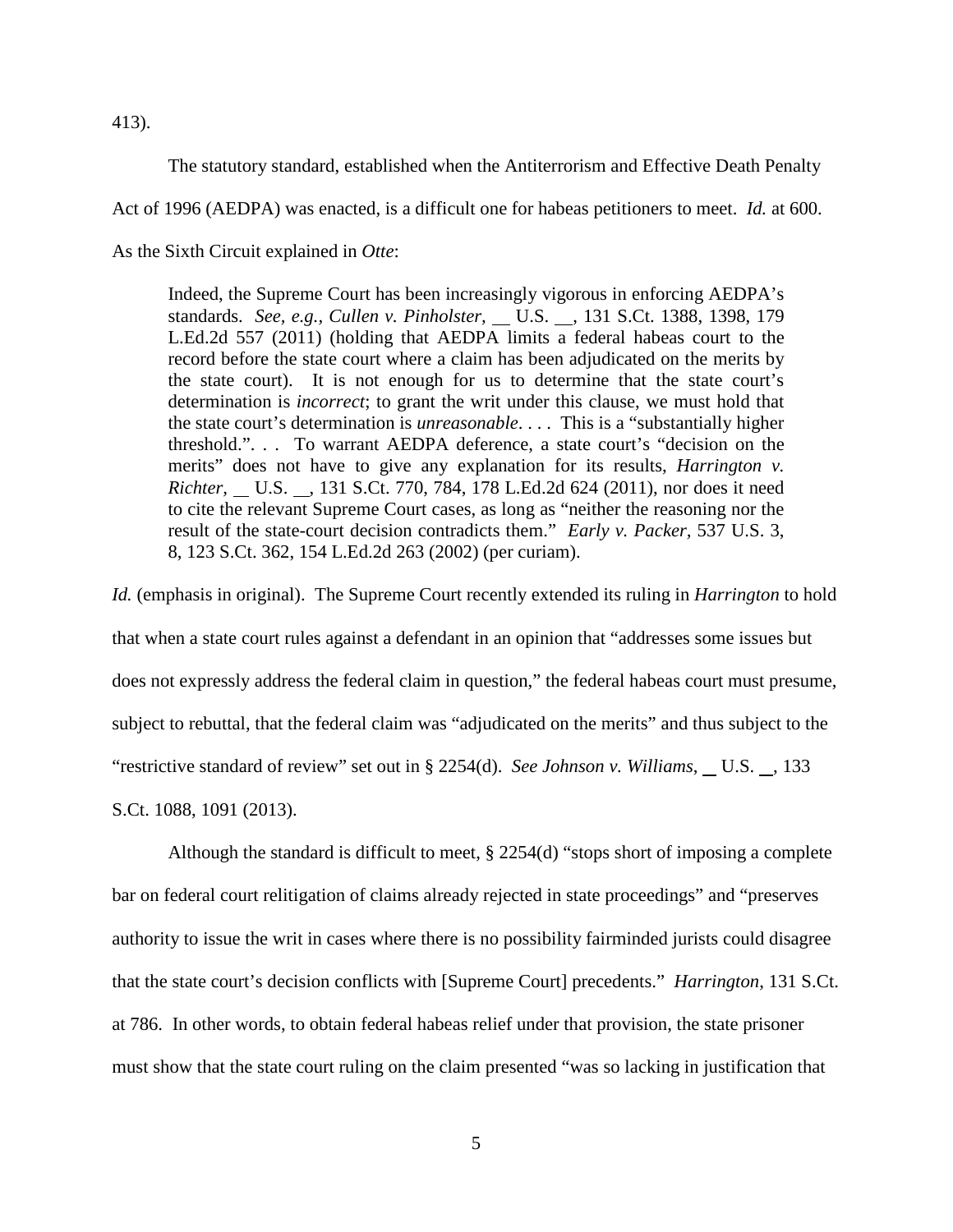413).

The statutory standard, established when the Antiterrorism and Effective Death Penalty Act of 1996 (AEDPA) was enacted, is a difficult one for habeas petitioners to meet. *Id.* at 600. As the Sixth Circuit explained in *Otte*:

> Indeed, the Supreme Court has been increasingly vigorous in enforcing AEDPA's standards. *See, e.g., Cullen v. Pinholster,* __ U.S. __, 131 S.Ct. 1388, 1398, 179 L.Ed.2d 557 (2011) (holding that AEDPA limits a federal habeas court to the record before the state court where a claim has been adjudicated on the merits by the state court). It is not enough for us to determine that the state court's determination is *incorrect*; to grant the writ under this clause, we must hold that the state court's determination is *unreasonable*. . . . This is a "substantially higher threshold.". . . To warrant AEDPA deference, a state court's "decision on the merits" does not have to give any explanation for its results, *Harrington v. Richter,* __ U.S. __, 131 S.Ct. 770, 784, 178 L.Ed.2d 624 (2011), nor does it need to cite the relevant Supreme Court cases, as long as "neither the reasoning nor the result of the state-court decision contradicts them." *Early v. Packer,* 537 U.S. 3, 8, 123 S.Ct. 362, 154 L.Ed.2d 263 (2002) (per curiam).

*Id.* (emphasis in original). The Supreme Court recently extended its ruling in *Harrington* to hold that when a state court rules against a defendant in an opinion that "addresses some issues but does not expressly address the federal claim in question," the federal habeas court must presume, subject to rebuttal, that the federal claim was "adjudicated on the merits" and thus subject to the "restrictive standard of review" set out in § 2254(d). *See Johnson v. Williams*, __ U.S. __, 133 S.Ct. 1088, 1091 (2013).

Although the standard is difficult to meet, § 2254(d) "stops short of imposing a complete bar on federal court relitigation of claims already rejected in state proceedings" and "preserves authority to issue the writ in cases where there is no possibility fairminded jurists could disagree that the state court's decision conflicts with [Supreme Court] precedents." *Harrington*, 131 S.Ct. at 786. In other words, to obtain federal habeas relief under that provision, the state prisoner must show that the state court ruling on the claim presented "was so lacking in justification that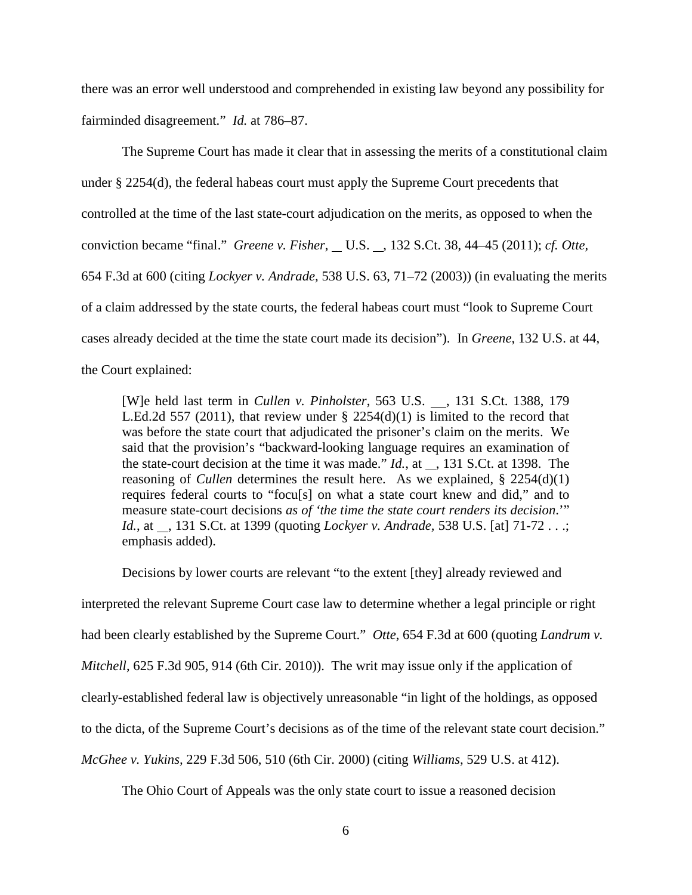there was an error well understood and comprehended in existing law beyond any possibility for fairminded disagreement." *Id.* at 786–87.

The Supreme Court has made it clear that in assessing the merits of a constitutional claim under § 2254(d), the federal habeas court must apply the Supreme Court precedents that controlled at the time of the last state-court adjudication on the merits, as opposed to when the conviction became "final." *Greene v. Fisher*, __ U.S. __, 132 S.Ct. 38, 44–45 (2011); *cf. Otte*, 654 F.3d at 600 (citing *Lockyer v. Andrade*, 538 U.S. 63, 71–72 (2003)) (in evaluating the merits of a claim addressed by the state courts, the federal habeas court must "look to Supreme Court cases already decided at the time the state court made its decision"). In *Greene*, 132 U.S. at 44, the Court explained:

> [W]e held last term in *Cullen v. Pinholster*, 563 U.S. __, 131 S.Ct. 1388, 179 L.Ed.2d 557 (2011), that review under § 2254(d)(1) is limited to the record that was before the state court that adjudicated the prisoner's claim on the merits. We said that the provision's "backward-looking language requires an examination of the state-court decision at the time it was made." *Id.*, at __, 131 S.Ct. at 1398. The reasoning of *Cullen* determines the result here. As we explained, § 2254(d)(1) requires federal courts to "focu[s] on what a state court knew and did," and to measure state-court decisions *as of 'the time the state court renders its decision.'*" *Id.*, at __, 131 S.Ct. at 1399 (quoting *Lockyer v. Andrade*, 538 U.S. [at] 71-72 . . .; emphasis added).

Decisions by lower courts are relevant "to the extent [they] already reviewed and interpreted the relevant Supreme Court case law to determine whether a legal principle or right had been clearly established by the Supreme Court." *Otte*, 654 F.3d at 600 (quoting *Landrum v. Mitchell*, 625 F.3d 905, 914 (6th Cir. 2010)). The writ may issue only if the application of clearly-established federal law is objectively unreasonable "in light of the holdings, as opposed to the dicta, of the Supreme Court's decisions as of the time of the relevant state court decision." *McGhee v. Yukins*, 229 F.3d 506, 510 (6th Cir. 2000) (citing *Williams*, 529 U.S. at 412).

The Ohio Court of Appeals was the only state court to issue a reasoned decision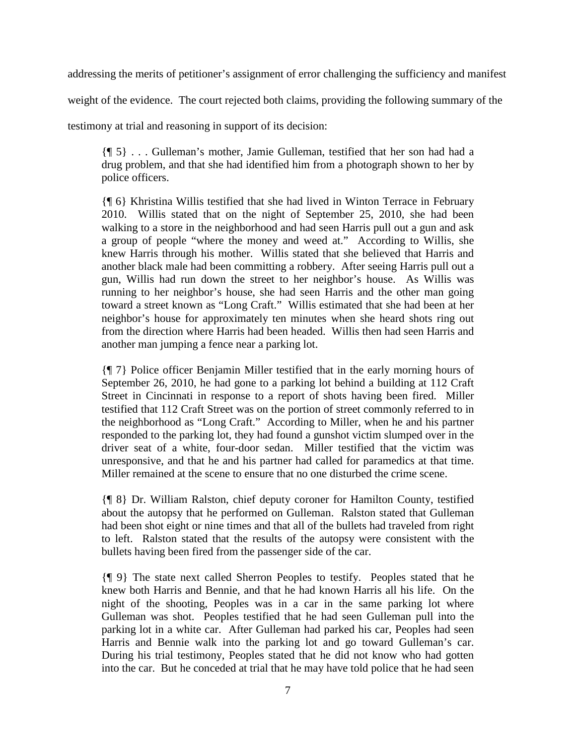addressing the merits of petitioner's assignment of error challenging the sufficiency and manifest weight of the evidence. The court rejected both claims, providing the following summary of the testimony at trial and reasoning in support of its decision:

> {¶ 5} . . . Gulleman's mother, Jamie Gulleman, testified that her son had had a drug problem, and that she had identified him from a photograph shown to her by police officers.
>
> {¶ 6} Khristina Willis testified that she had lived in Winton Terrace in February 2010. Willis stated that on the night of September 25, 2010, she had been walking to a store in the neighborhood and had seen Harris pull out a gun and ask a group of people "where the money and weed at." According to Willis, she knew Harris through his mother. Willis stated that she believed that Harris and another black male had been committing a robbery. After seeing Harris pull out a gun, Willis had run down the street to her neighbor's house. As Willis was running to her neighbor's house, she had seen Harris and the other man going toward a street known as "Long Craft." Willis estimated that she had been at her neighbor's house for approximately ten minutes when she heard shots ring out from the direction where Harris had been headed. Willis then had seen Harris and another man jumping a fence near a parking lot.
>
> {¶ 7} Police officer Benjamin Miller testified that in the early morning hours of September 26, 2010, he had gone to a parking lot behind a building at 112 Craft Street in Cincinnati in response to a report of shots having been fired. Miller testified that 112 Craft Street was on the portion of street commonly referred to in the neighborhood as "Long Craft." According to Miller, when he and his partner responded to the parking lot, they had found a gunshot victim slumped over in the driver seat of a white, four-door sedan. Miller testified that the victim was unresponsive, and that he and his partner had called for paramedics at that time. Miller remained at the scene to ensure that no one disturbed the crime scene.
>
> {¶ 8} Dr. William Ralston, chief deputy coroner for Hamilton County, testified about the autopsy that he performed on Gulleman. Ralston stated that Gulleman had been shot eight or nine times and that all of the bullets had traveled from right to left. Ralston stated that the results of the autopsy were consistent with the bullets having been fired from the passenger side of the car.
>
> {¶ 9} The state next called Sherron Peoples to testify. Peoples stated that he knew both Harris and Bennie, and that he had known Harris all his life. On the night of the shooting, Peoples was in a car in the same parking lot where Gulleman was shot. Peoples testified that he had seen Gulleman pull into the parking lot in a white car. After Gulleman had parked his car, Peoples had seen Harris and Bennie walk into the parking lot and go toward Gulleman's car. During his trial testimony, Peoples stated that he did not know who had gotten into the car. But he conceded at trial that he may have told police that he had seen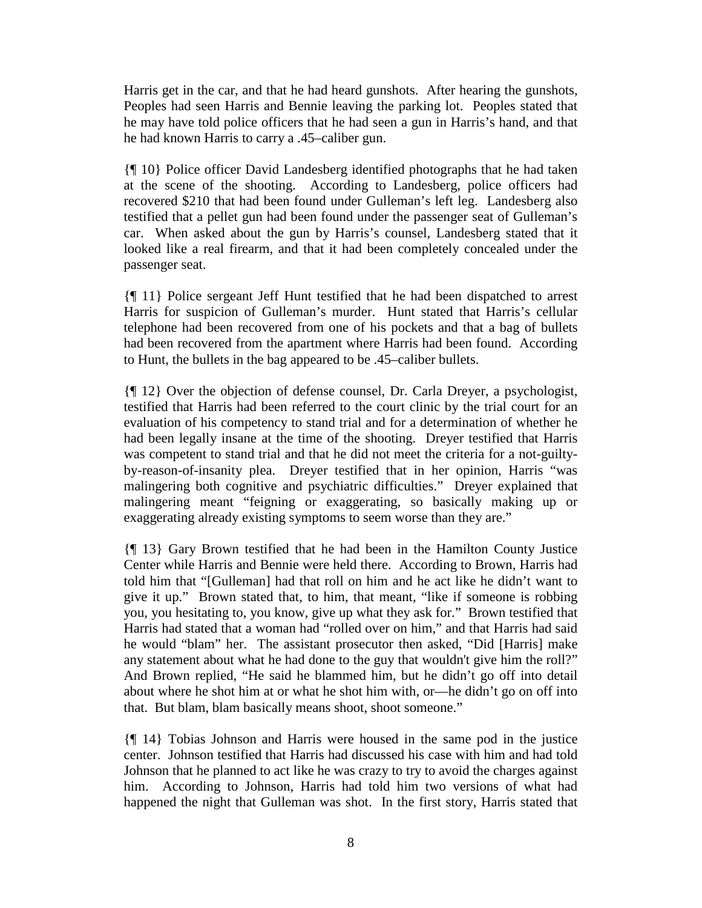Harris get in the car, and that he had heard gunshots. After hearing the gunshots, Peoples had seen Harris and Bennie leaving the parking lot. Peoples stated that he may have told police officers that he had seen a gun in Harris's hand, and that he had known Harris to carry a .45–caliber gun.

{¶ 10} Police officer David Landesberg identified photographs that he had taken at the scene of the shooting. According to Landesberg, police officers had recovered $210 that had been found under Gulleman's left leg. Landesberg also testified that a pellet gun had been found under the passenger seat of Gulleman's car. When asked about the gun by Harris's counsel, Landesberg stated that it looked like a real firearm, and that it had been completely concealed under the passenger seat.

{¶ 11} Police sergeant Jeff Hunt testified that he had been dispatched to arrest Harris for suspicion of Gulleman's murder. Hunt stated that Harris's cellular telephone had been recovered from one of his pockets and that a bag of bullets had been recovered from the apartment where Harris had been found. According to Hunt, the bullets in the bag appeared to be .45–caliber bullets.

{¶ 12} Over the objection of defense counsel, Dr. Carla Dreyer, a psychologist, testified that Harris had been referred to the court clinic by the trial court for an evaluation of his competency to stand trial and for a determination of whether he had been legally insane at the time of the shooting. Dreyer testified that Harris was competent to stand trial and that he did not meet the criteria for a not-guilty-by-reason-of-insanity plea. Dreyer testified that in her opinion, Harris "was malingering both cognitive and psychiatric difficulties." Dreyer explained that malingering meant "feigning or exaggerating, so basically making up or exaggerating already existing symptoms to seem worse than they are."

{¶ 13} Gary Brown testified that he had been in the Hamilton County Justice Center while Harris and Bennie were held there. According to Brown, Harris had told him that "[Gulleman] had that roll on him and he act like he didn't want to give it up." Brown stated that, to him, that meant, "like if someone is robbing you, you hesitating to, you know, give up what they ask for." Brown testified that Harris had stated that a woman had "rolled over on him," and that Harris had said he would "blam" her. The assistant prosecutor then asked, "Did [Harris] make any statement about what he had done to the guy that wouldn't give him the roll?" And Brown replied, "He said he blammed him, but he didn't go off into detail about where he shot him at or what he shot him with, or—he didn't go on off into that. But blam, blam basically means shoot, shoot someone."

{¶ 14} Tobias Johnson and Harris were housed in the same pod in the justice center. Johnson testified that Harris had discussed his case with him and had told Johnson that he planned to act like he was crazy to try to avoid the charges against him. According to Johnson, Harris had told him two versions of what had happened the night that Gulleman was shot. In the first story, Harris stated that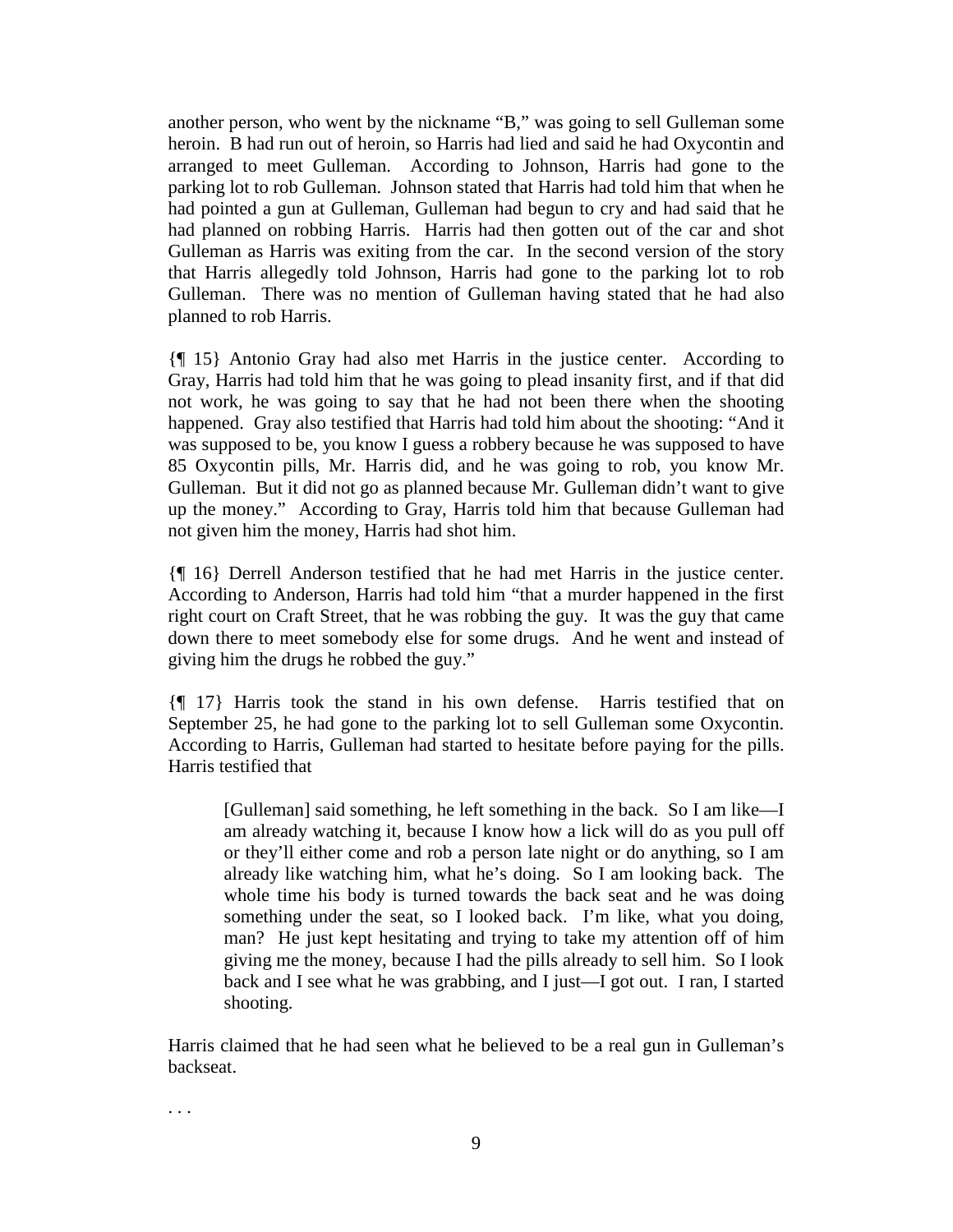another person, who went by the nickname "B," was going to sell Gulleman some heroin. B had run out of heroin, so Harris had lied and said he had Oxycontin and arranged to meet Gulleman. According to Johnson, Harris had gone to the parking lot to rob Gulleman. Johnson stated that Harris had told him that when he had pointed a gun at Gulleman, Gulleman had begun to cry and had said that he had planned on robbing Harris. Harris had then gotten out of the car and shot Gulleman as Harris was exiting from the car. In the second version of the story that Harris allegedly told Johnson, Harris had gone to the parking lot to rob Gulleman. There was no mention of Gulleman having stated that he had also planned to rob Harris.

{¶ 15} Antonio Gray had also met Harris in the justice center. According to Gray, Harris had told him that he was going to plead insanity first, and if that did not work, he was going to say that he had not been there when the shooting happened. Gray also testified that Harris had told him about the shooting: "And it was supposed to be, you know I guess a robbery because he was supposed to have 85 Oxycontin pills, Mr. Harris did, and he was going to rob, you know Mr. Gulleman. But it did not go as planned because Mr. Gulleman didn't want to give up the money." According to Gray, Harris told him that because Gulleman had not given him the money, Harris had shot him.

{¶ 16} Derrell Anderson testified that he had met Harris in the justice center. According to Anderson, Harris had told him "that a murder happened in the first right court on Craft Street, that he was robbing the guy. It was the guy that came down there to meet somebody else for some drugs. And he went and instead of giving him the drugs he robbed the guy."

{¶ 17} Harris took the stand in his own defense. Harris testified that on September 25, he had gone to the parking lot to sell Gulleman some Oxycontin. According to Harris, Gulleman had started to hesitate before paying for the pills. Harris testified that

> [Gulleman] said something, he left something in the back. So I am like—I am already watching it, because I know how a lick will do as you pull off or they'll either come and rob a person late night or do anything, so I am already like watching him, what he's doing. So I am looking back. The whole time his body is turned towards the back seat and he was doing something under the seat, so I looked back. I'm like, what you doing, man? He just kept hesitating and trying to take my attention off of him giving me the money, because I had the pills already to sell him. So I look back and I see what he was grabbing, and I just—I got out. I ran, I started shooting.

Harris claimed that he had seen what he believed to be a real gun in Gulleman's backseat.

. . .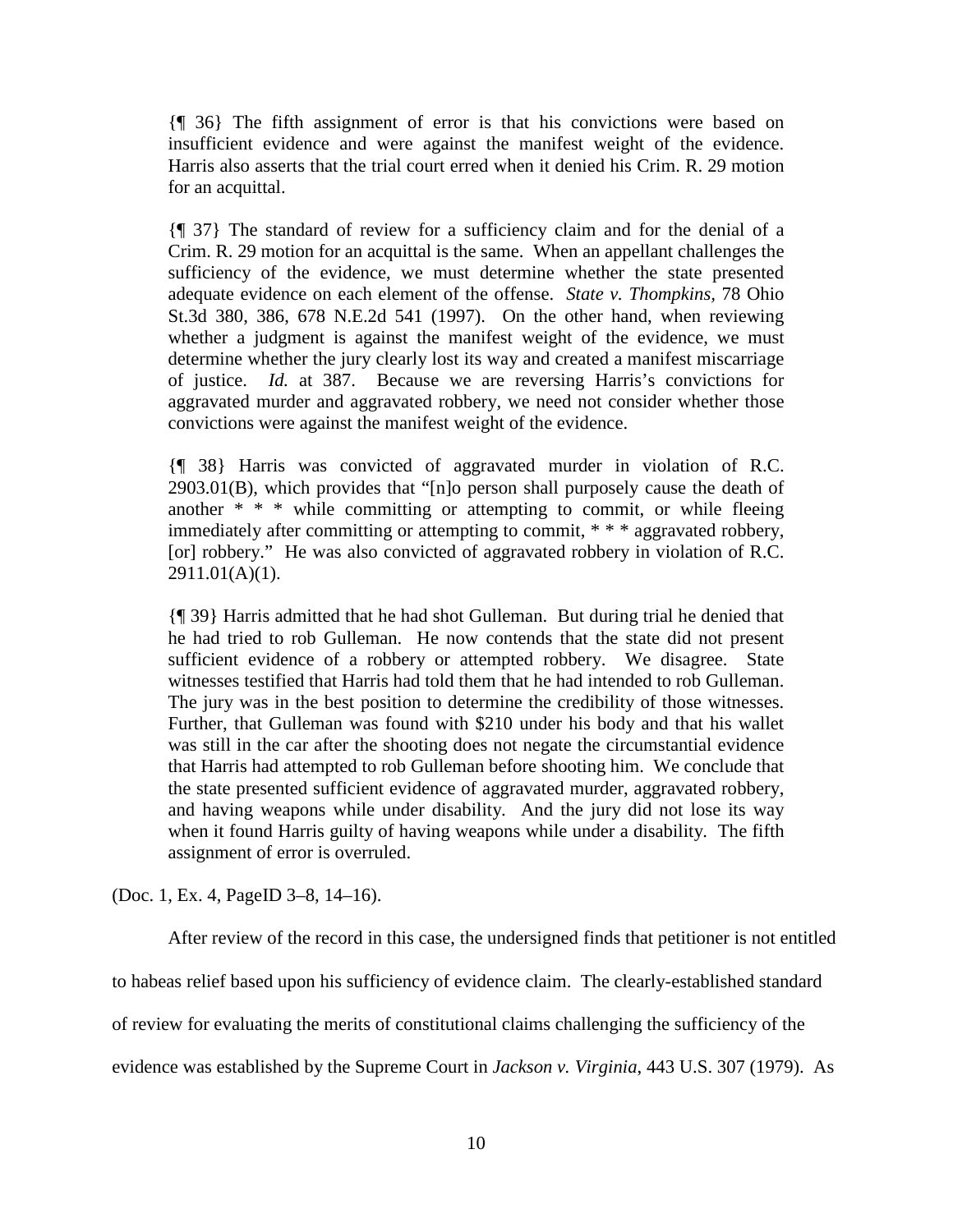{¶ 36} The fifth assignment of error is that his convictions were based on insufficient evidence and were against the manifest weight of the evidence. Harris also asserts that the trial court erred when it denied his Crim. R. 29 motion for an acquittal.

{¶ 37} The standard of review for a sufficiency claim and for the denial of a Crim. R. 29 motion for an acquittal is the same. When an appellant challenges the sufficiency of the evidence, we must determine whether the state presented adequate evidence on each element of the offense. *State v. Thompkins*, 78 Ohio St.3d 380, 386, 678 N.E.2d 541 (1997). On the other hand, when reviewing whether a judgment is against the manifest weight of the evidence, we must determine whether the jury clearly lost its way and created a manifest miscarriage of justice. *Id.* at 387. Because we are reversing Harris's convictions for aggravated murder and aggravated robbery, we need not consider whether those convictions were against the manifest weight of the evidence.

{¶ 38} Harris was convicted of aggravated murder in violation of R.C. 2903.01(B), which provides that "[n]o person shall purposely cause the death of another * * * while committing or attempting to commit, or while fleeing immediately after committing or attempting to commit, * * * aggravated robbery, [or] robbery." He was also convicted of aggravated robbery in violation of R.C. 2911.01(A)(1).

{¶ 39} Harris admitted that he had shot Gulleman. But during trial he denied that he had tried to rob Gulleman. He now contends that the state did not present sufficient evidence of a robbery or attempted robbery. We disagree. State witnesses testified that Harris had told them that he had intended to rob Gulleman. The jury was in the best position to determine the credibility of those witnesses. Further, that Gulleman was found with $210 under his body and that his wallet was still in the car after the shooting does not negate the circumstantial evidence that Harris had attempted to rob Gulleman before shooting him. We conclude that the state presented sufficient evidence of aggravated murder, aggravated robbery, and having weapons while under disability. And the jury did not lose its way when it found Harris guilty of having weapons while under a disability. The fifth assignment of error is overruled.

(Doc. 1, Ex. 4, PageID 3–8, 14–16).

After review of the record in this case, the undersigned finds that petitioner is not entitled to habeas relief based upon his sufficiency of evidence claim. The clearly-established standard of review for evaluating the merits of constitutional claims challenging the sufficiency of the evidence was established by the Supreme Court in *Jackson v. Virginia*, 443 U.S. 307 (1979). As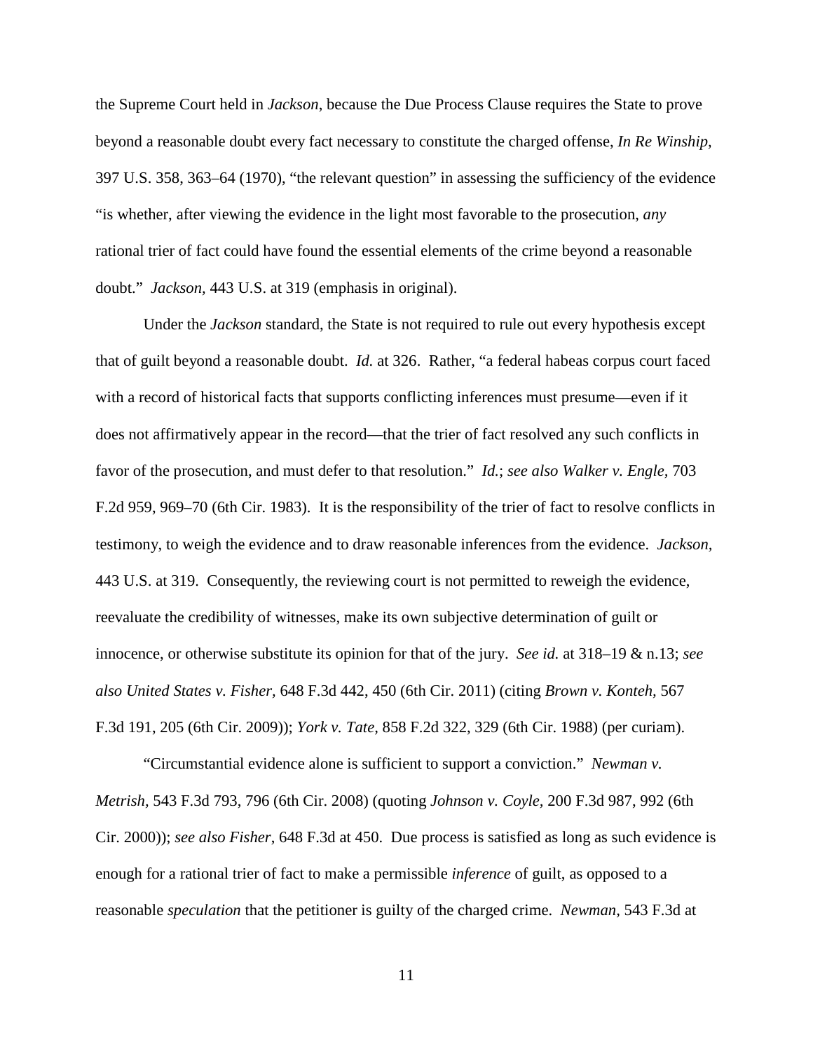the Supreme Court held in *Jackson*, because the Due Process Clause requires the State to prove beyond a reasonable doubt every fact necessary to constitute the charged offense, *In Re Winship,* 397 U.S. 358, 363–64 (1970), "the relevant question" in assessing the sufficiency of the evidence "is whether, after viewing the evidence in the light most favorable to the prosecution, *any* rational trier of fact could have found the essential elements of the crime beyond a reasonable doubt." *Jackson,* 443 U.S. at 319 (emphasis in original).

Under the *Jackson* standard, the State is not required to rule out every hypothesis except that of guilt beyond a reasonable doubt. *Id.* at 326. Rather, "a federal habeas corpus court faced with a record of historical facts that supports conflicting inferences must presume—even if it does not affirmatively appear in the record—that the trier of fact resolved any such conflicts in favor of the prosecution, and must defer to that resolution." *Id.*; *see also Walker v. Engle,* 703 F.2d 959, 969–70 (6th Cir. 1983). It is the responsibility of the trier of fact to resolve conflicts in testimony, to weigh the evidence and to draw reasonable inferences from the evidence. *Jackson,* 443 U.S. at 319. Consequently, the reviewing court is not permitted to reweigh the evidence, reevaluate the credibility of witnesses, make its own subjective determination of guilt or innocence, or otherwise substitute its opinion for that of the jury. *See id.* at 318–19 & n.13; *see also United States v. Fisher,* 648 F.3d 442, 450 (6th Cir. 2011) (citing *Brown v. Konteh,* 567 F.3d 191, 205 (6th Cir. 2009)); *York v. Tate,* 858 F.2d 322, 329 (6th Cir. 1988) (per curiam).

"Circumstantial evidence alone is sufficient to support a conviction." *Newman v. Metrish*, 543 F.3d 793, 796 (6th Cir. 2008) (quoting *Johnson v. Coyle,* 200 F.3d 987, 992 (6th Cir. 2000)); *see also Fisher*, 648 F.3d at 450. Due process is satisfied as long as such evidence is enough for a rational trier of fact to make a permissible *inference* of guilt, as opposed to a reasonable *speculation* that the petitioner is guilty of the charged crime. *Newman,* 543 F.3d at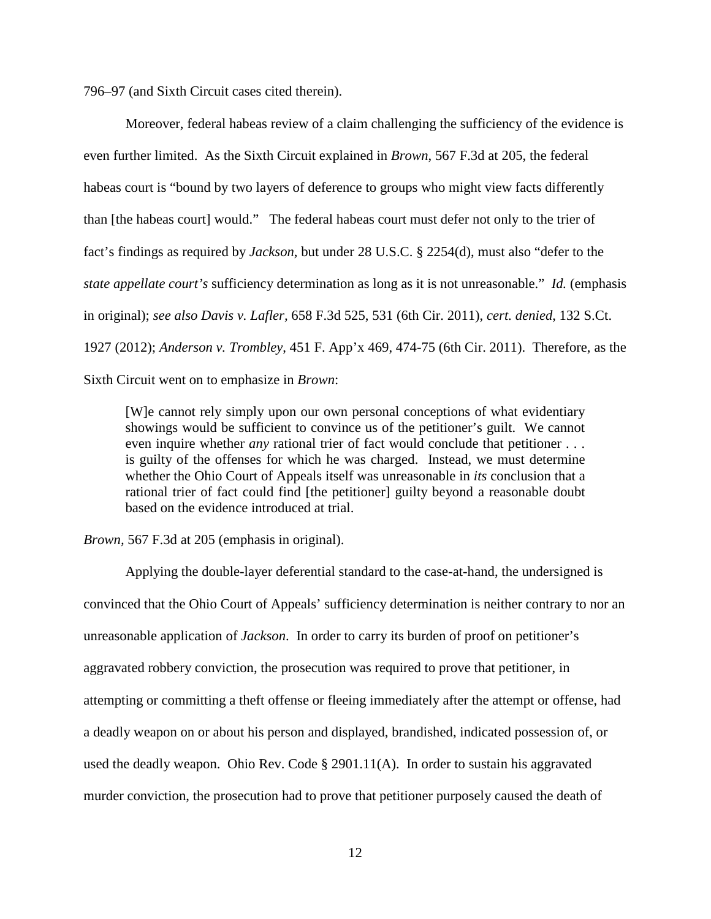796–97 (and Sixth Circuit cases cited therein).

Moreover, federal habeas review of a claim challenging the sufficiency of the evidence is even further limited. As the Sixth Circuit explained in *Brown*, 567 F.3d at 205, the federal habeas court is "bound by two layers of deference to groups who might view facts differently than [the habeas court] would." The federal habeas court must defer not only to the trier of fact's findings as required by *Jackson*, but under 28 U.S.C. § 2254(d), must also "defer to the *state appellate court's* sufficiency determination as long as it is not unreasonable." *Id.* (emphasis in original); *see also Davis v. Lafler*, 658 F.3d 525, 531 (6th Cir. 2011), *cert. denied*, 132 S.Ct. 1927 (2012); *Anderson v. Trombley*, 451 F. App'x 469, 474-75 (6th Cir. 2011). Therefore, as the Sixth Circuit went on to emphasize in *Brown*:

> [W]e cannot rely simply upon our own personal conceptions of what evidentiary showings would be sufficient to convince us of the petitioner's guilt. We cannot even inquire whether *any* rational trier of fact would conclude that petitioner . . . is guilty of the offenses for which he was charged. Instead, we must determine whether the Ohio Court of Appeals itself was unreasonable in *its* conclusion that a rational trier of fact could find [the petitioner] guilty beyond a reasonable doubt based on the evidence introduced at trial.

*Brown,* 567 F.3d at 205 (emphasis in original).

Applying the double-layer deferential standard to the case-at-hand, the undersigned is convinced that the Ohio Court of Appeals' sufficiency determination is neither contrary to nor an unreasonable application of *Jackson*. In order to carry its burden of proof on petitioner's aggravated robbery conviction, the prosecution was required to prove that petitioner, in attempting or committing a theft offense or fleeing immediately after the attempt or offense, had a deadly weapon on or about his person and displayed, brandished, indicated possession of, or used the deadly weapon. Ohio Rev. Code § 2901.11(A). In order to sustain his aggravated murder conviction, the prosecution had to prove that petitioner purposely caused the death of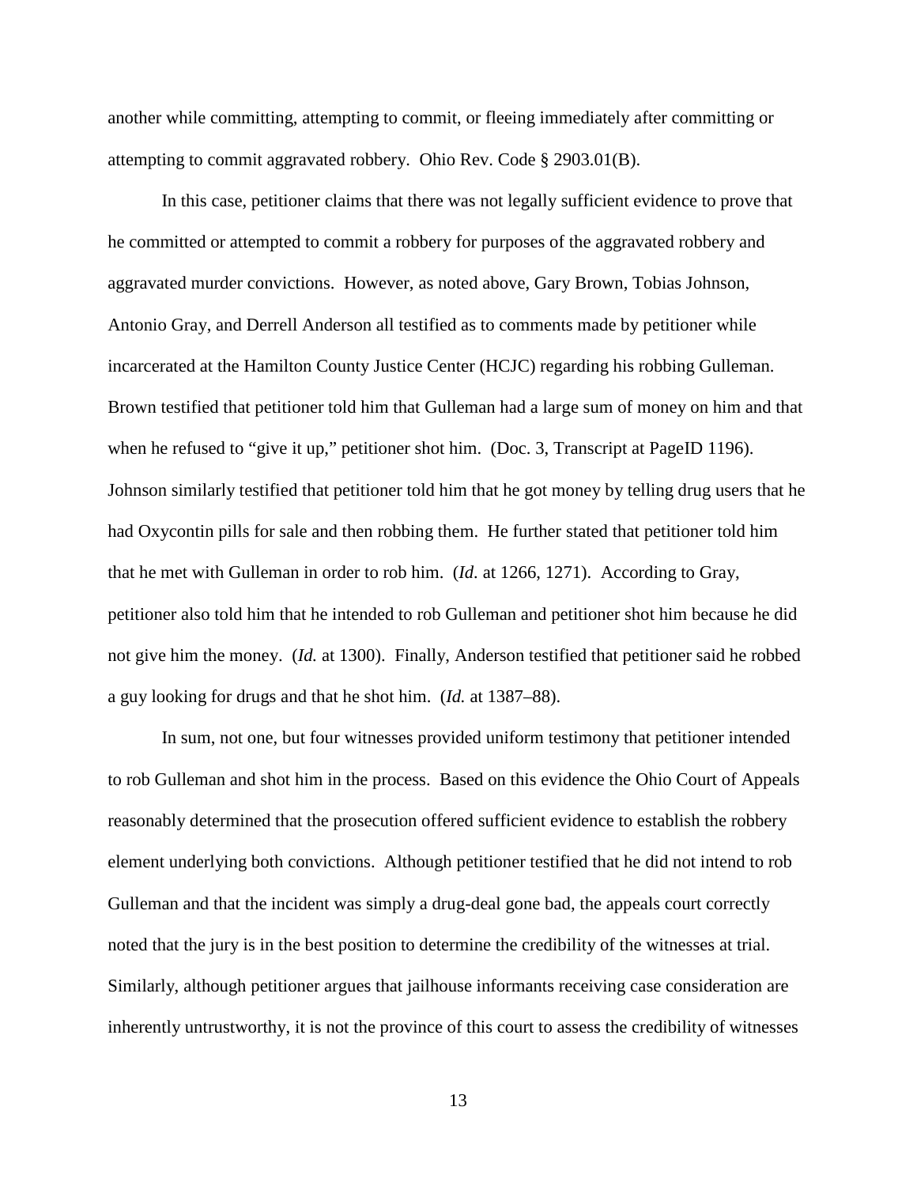another while committing, attempting to commit, or fleeing immediately after committing or attempting to commit aggravated robbery. Ohio Rev. Code § 2903.01(B).

In this case, petitioner claims that there was not legally sufficient evidence to prove that he committed or attempted to commit a robbery for purposes of the aggravated robbery and aggravated murder convictions. However, as noted above, Gary Brown, Tobias Johnson, Antonio Gray, and Derrell Anderson all testified as to comments made by petitioner while incarcerated at the Hamilton County Justice Center (HCJC) regarding his robbing Gulleman. Brown testified that petitioner told him that Gulleman had a large sum of money on him and that when he refused to "give it up," petitioner shot him. (Doc. 3, Transcript at PageID 1196). Johnson similarly testified that petitioner told him that he got money by telling drug users that he had Oxycontin pills for sale and then robbing them. He further stated that petitioner told him that he met with Gulleman in order to rob him. (*Id*. at 1266, 1271). According to Gray, petitioner also told him that he intended to rob Gulleman and petitioner shot him because he did not give him the money. (*Id.* at 1300). Finally, Anderson testified that petitioner said he robbed a guy looking for drugs and that he shot him. (*Id.* at 1387–88).

In sum, not one, but four witnesses provided uniform testimony that petitioner intended to rob Gulleman and shot him in the process. Based on this evidence the Ohio Court of Appeals reasonably determined that the prosecution offered sufficient evidence to establish the robbery element underlying both convictions. Although petitioner testified that he did not intend to rob Gulleman and that the incident was simply a drug-deal gone bad, the appeals court correctly noted that the jury is in the best position to determine the credibility of the witnesses at trial. Similarly, although petitioner argues that jailhouse informants receiving case consideration are inherently untrustworthy, it is not the province of this court to assess the credibility of witnesses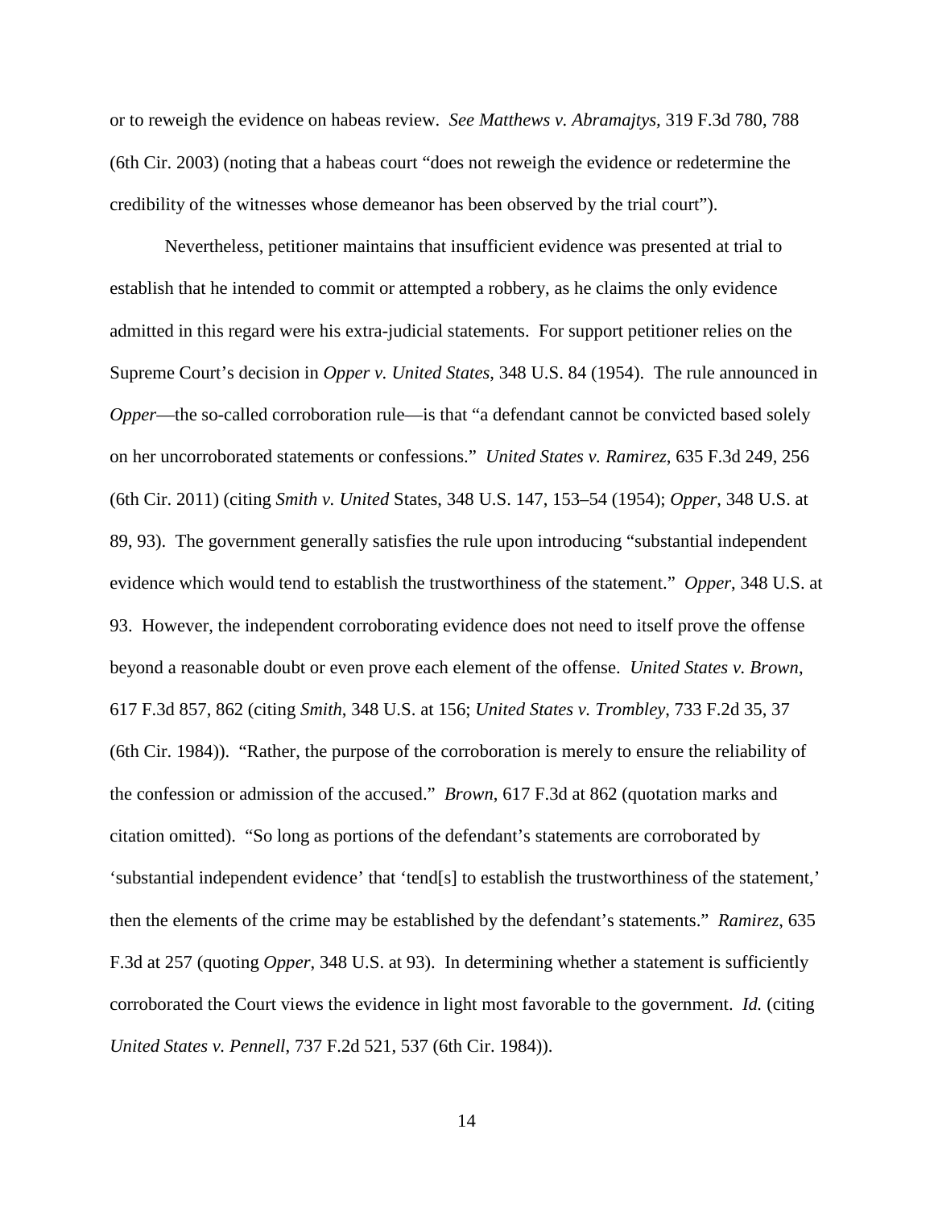or to reweigh the evidence on habeas review. *See Matthews v. Abramajtys*, 319 F.3d 780, 788 (6th Cir. 2003) (noting that a habeas court "does not reweigh the evidence or redetermine the credibility of the witnesses whose demeanor has been observed by the trial court").

Nevertheless, petitioner maintains that insufficient evidence was presented at trial to establish that he intended to commit or attempted a robbery, as he claims the only evidence admitted in this regard were his extra-judicial statements. For support petitioner relies on the Supreme Court's decision in *Opper v. United States*, 348 U.S. 84 (1954). The rule announced in *Opper*—the so-called corroboration rule—is that "a defendant cannot be convicted based solely on her uncorroborated statements or confessions." *United States v. Ramirez*, 635 F.3d 249, 256 (6th Cir. 2011) (citing *Smith v. United* States, 348 U.S. 147, 153–54 (1954); *Opper*, 348 U.S. at 89, 93). The government generally satisfies the rule upon introducing "substantial independent evidence which would tend to establish the trustworthiness of the statement." *Opper*, 348 U.S. at 93. However, the independent corroborating evidence does not need to itself prove the offense beyond a reasonable doubt or even prove each element of the offense. *United States v. Brown*, 617 F.3d 857, 862 (citing *Smith*, 348 U.S. at 156; *United States v. Trombley*, 733 F.2d 35, 37 (6th Cir. 1984)). "Rather, the purpose of the corroboration is merely to ensure the reliability of the confession or admission of the accused." *Brown*, 617 F.3d at 862 (quotation marks and citation omitted). "So long as portions of the defendant's statements are corroborated by 'substantial independent evidence' that 'tend[s] to establish the trustworthiness of the statement,' then the elements of the crime may be established by the defendant's statements." *Ramirez*, 635 F.3d at 257 (quoting *Opper*, 348 U.S. at 93). In determining whether a statement is sufficiently corroborated the Court views the evidence in light most favorable to the government. *Id.* (citing *United States v. Pennell*, 737 F.2d 521, 537 (6th Cir. 1984)).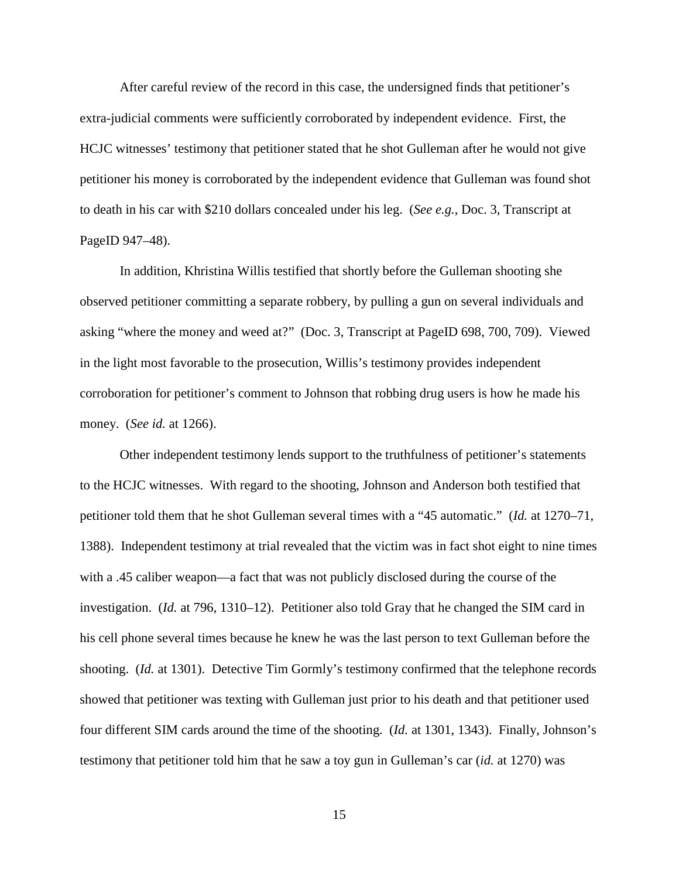After careful review of the record in this case, the undersigned finds that petitioner's extra-judicial comments were sufficiently corroborated by independent evidence. First, the HCJC witnesses' testimony that petitioner stated that he shot Gulleman after he would not give petitioner his money is corroborated by the independent evidence that Gulleman was found shot to death in his car with $210 dollars concealed under his leg. (*See e.g.*, Doc. 3, Transcript at PageID 947–48).

In addition, Khristina Willis testified that shortly before the Gulleman shooting she observed petitioner committing a separate robbery, by pulling a gun on several individuals and asking "where the money and weed at?" (Doc. 3, Transcript at PageID 698, 700, 709). Viewed in the light most favorable to the prosecution, Willis's testimony provides independent corroboration for petitioner's comment to Johnson that robbing drug users is how he made his money. (*See id.* at 1266).

Other independent testimony lends support to the truthfulness of petitioner's statements to the HCJC witnesses. With regard to the shooting, Johnson and Anderson both testified that petitioner told them that he shot Gulleman several times with a "45 automatic." (*Id.* at 1270–71, 1388). Independent testimony at trial revealed that the victim was in fact shot eight to nine times with a .45 caliber weapon—a fact that was not publicly disclosed during the course of the investigation. (*Id.* at 796, 1310–12). Petitioner also told Gray that he changed the SIM card in his cell phone several times because he knew he was the last person to text Gulleman before the shooting. (*Id.* at 1301). Detective Tim Gormly's testimony confirmed that the telephone records showed that petitioner was texting with Gulleman just prior to his death and that petitioner used four different SIM cards around the time of the shooting. (*Id.* at 1301, 1343). Finally, Johnson's testimony that petitioner told him that he saw a toy gun in Gulleman's car (*id.* at 1270) was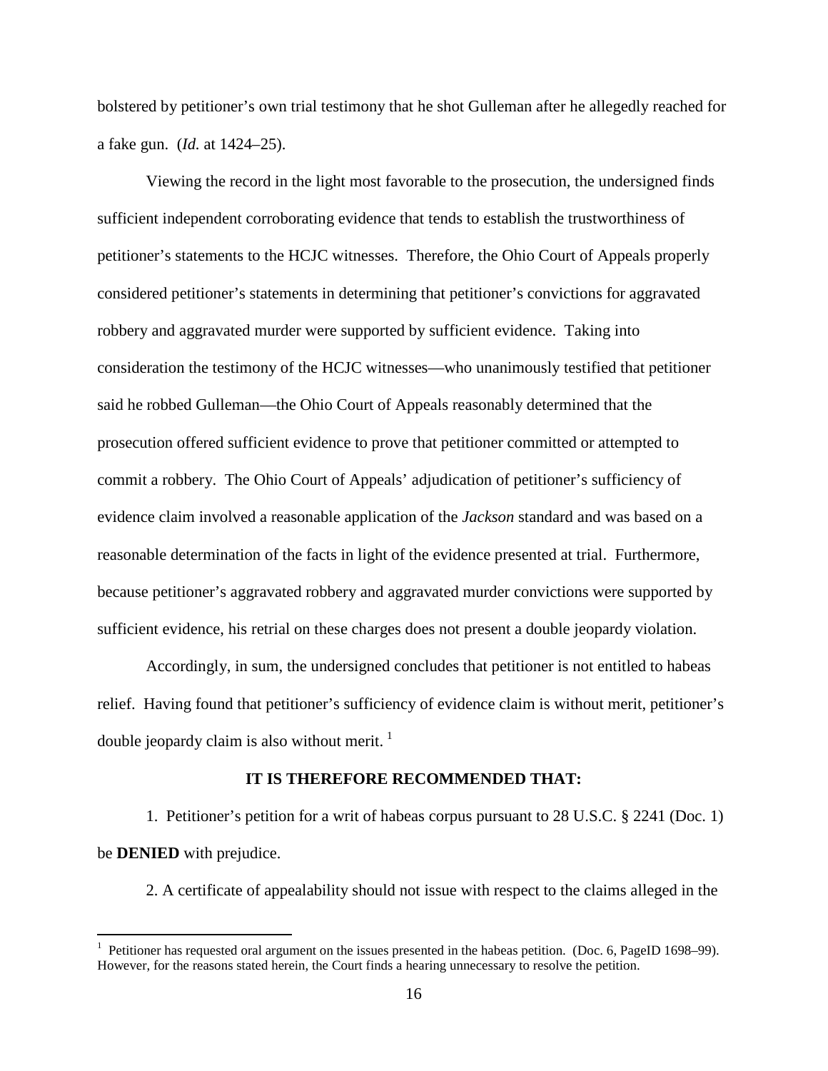bolstered by petitioner's own trial testimony that he shot Gulleman after he allegedly reached for a fake gun. (*Id.* at 1424–25).

Viewing the record in the light most favorable to the prosecution, the undersigned finds sufficient independent corroborating evidence that tends to establish the trustworthiness of petitioner's statements to the HCJC witnesses. Therefore, the Ohio Court of Appeals properly considered petitioner's statements in determining that petitioner's convictions for aggravated robbery and aggravated murder were supported by sufficient evidence. Taking into consideration the testimony of the HCJC witnesses—who unanimously testified that petitioner said he robbed Gulleman—the Ohio Court of Appeals reasonably determined that the prosecution offered sufficient evidence to prove that petitioner committed or attempted to commit a robbery. The Ohio Court of Appeals' adjudication of petitioner's sufficiency of evidence claim involved a reasonable application of the *Jackson* standard and was based on a reasonable determination of the facts in light of the evidence presented at trial. Furthermore, because petitioner's aggravated robbery and aggravated murder convictions were supported by sufficient evidence, his retrial on these charges does not present a double jeopardy violation.

Accordingly, in sum, the undersigned concludes that petitioner is not entitled to habeas relief. Having found that petitioner's sufficiency of evidence claim is without merit, petitioner's double jeopardy claim is also without merit. [1]

**IT IS THEREFORE RECOMMENDED THAT:**

1. Petitioner's petition for a writ of habeas corpus pursuant to 28 U.S.C. § 2241 (Doc. 1) be **DENIED** with prejudice.

2. A certificate of appealability should not issue with respect to the claims alleged in the

[1] Petitioner has requested oral argument on the issues presented in the habeas petition. (Doc. 6, PageID 1698–99). However, for the reasons stated herein, the Court finds a hearing unnecessary to resolve the petition.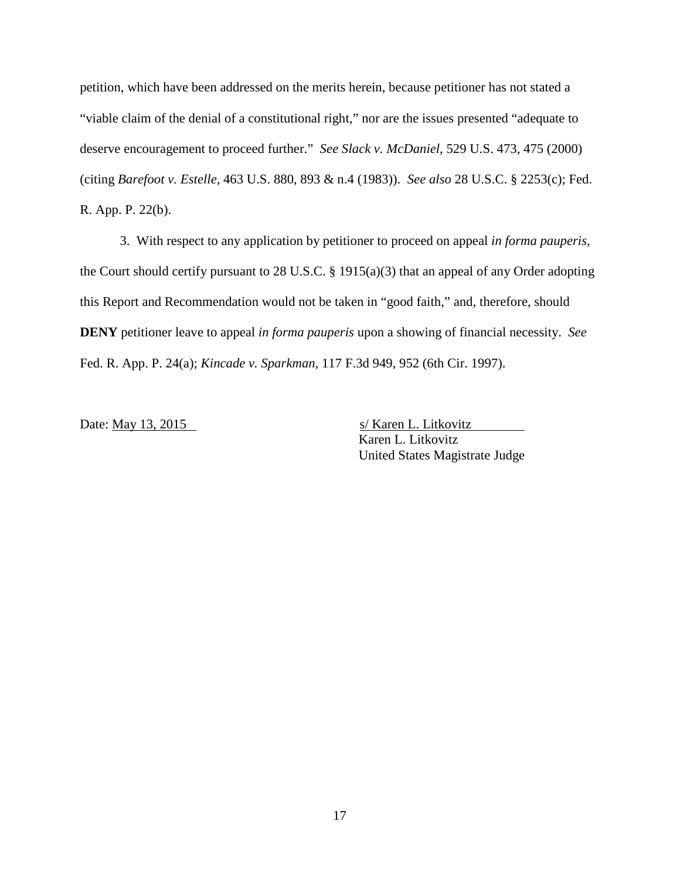petition, which have been addressed on the merits herein, because petitioner has not stated a "viable claim of the denial of a constitutional right," nor are the issues presented "adequate to deserve encouragement to proceed further." *See Slack v. McDaniel*, 529 U.S. 473, 475 (2000) (citing *Barefoot v. Estelle,* 463 U.S. 880, 893 & n.4 (1983)). *See also* 28 U.S.C. § 2253(c); Fed. R. App. P. 22(b).

3. With respect to any application by petitioner to proceed on appeal *in forma pauperis,* the Court should certify pursuant to 28 U.S.C. § 1915(a)(3) that an appeal of any Order adopting this Report and Recommendation would not be taken in "good faith," and, therefore, should **DENY** petitioner leave to appeal *in forma pauperis* upon a showing of financial necessity. *See* Fed. R. App. P. 24(a); *Kincade v. Sparkman,* 117 F.3d 949, 952 (6th Cir. 1997).

Date: May 13, 2015

s/ Karen L. Litkovitz
Karen L. Litkovitz
United States Magistrate Judge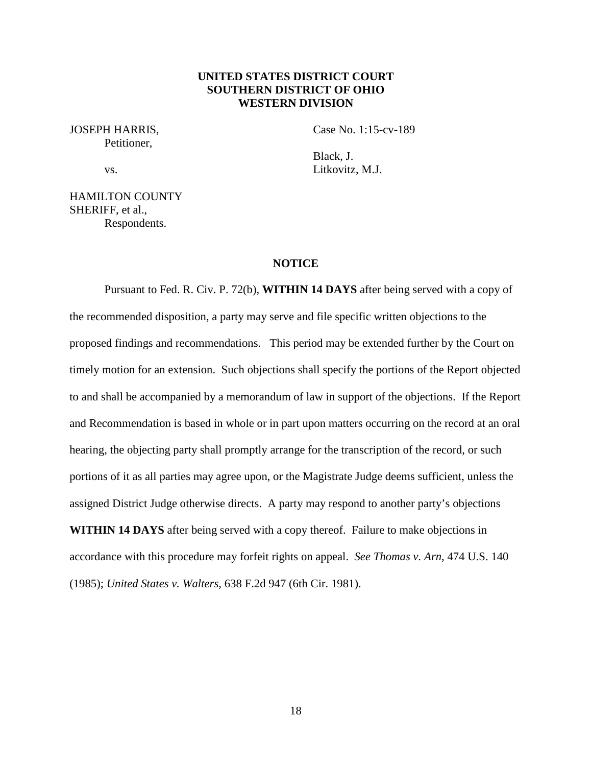**UNITED STATES DISTRICT COURT**
**SOUTHERN DISTRICT OF OHIO**
**WESTERN DIVISION**

JOSEPH HARRIS,
Petitioner,

vs.

HAMILTON COUNTY
SHERIFF, et al.,
Respondents.

Case No. 1:15-cv-189

Black, J.
Litkovitz, M.J.

**NOTICE**

Pursuant to Fed. R. Civ. P. 72(b), **WITHIN 14 DAYS** after being served with a copy of the recommended disposition, a party may serve and file specific written objections to the proposed findings and recommendations. This period may be extended further by the Court on timely motion for an extension. Such objections shall specify the portions of the Report objected to and shall be accompanied by a memorandum of law in support of the objections. If the Report and Recommendation is based in whole or in part upon matters occurring on the record at an oral hearing, the objecting party shall promptly arrange for the transcription of the record, or such portions of it as all parties may agree upon, or the Magistrate Judge deems sufficient, unless the assigned District Judge otherwise directs. A party may respond to another party's objections **WITHIN 14 DAYS** after being served with a copy thereof. Failure to make objections in accordance with this procedure may forfeit rights on appeal. *See Thomas v. Arn*, 474 U.S. 140 (1985); *United States v. Walters*, 638 F.2d 947 (6th Cir. 1981).